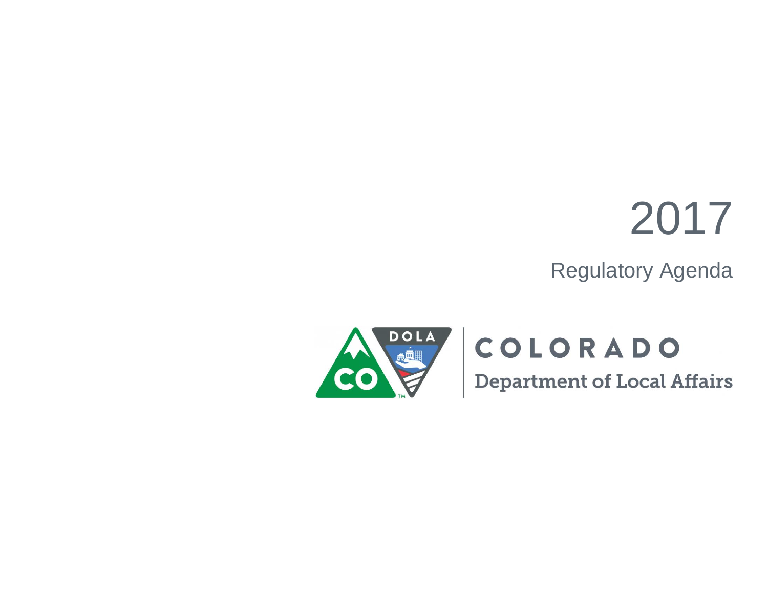# 2017

## Regulatory Agenda

COLORADO

Department of Local Affairs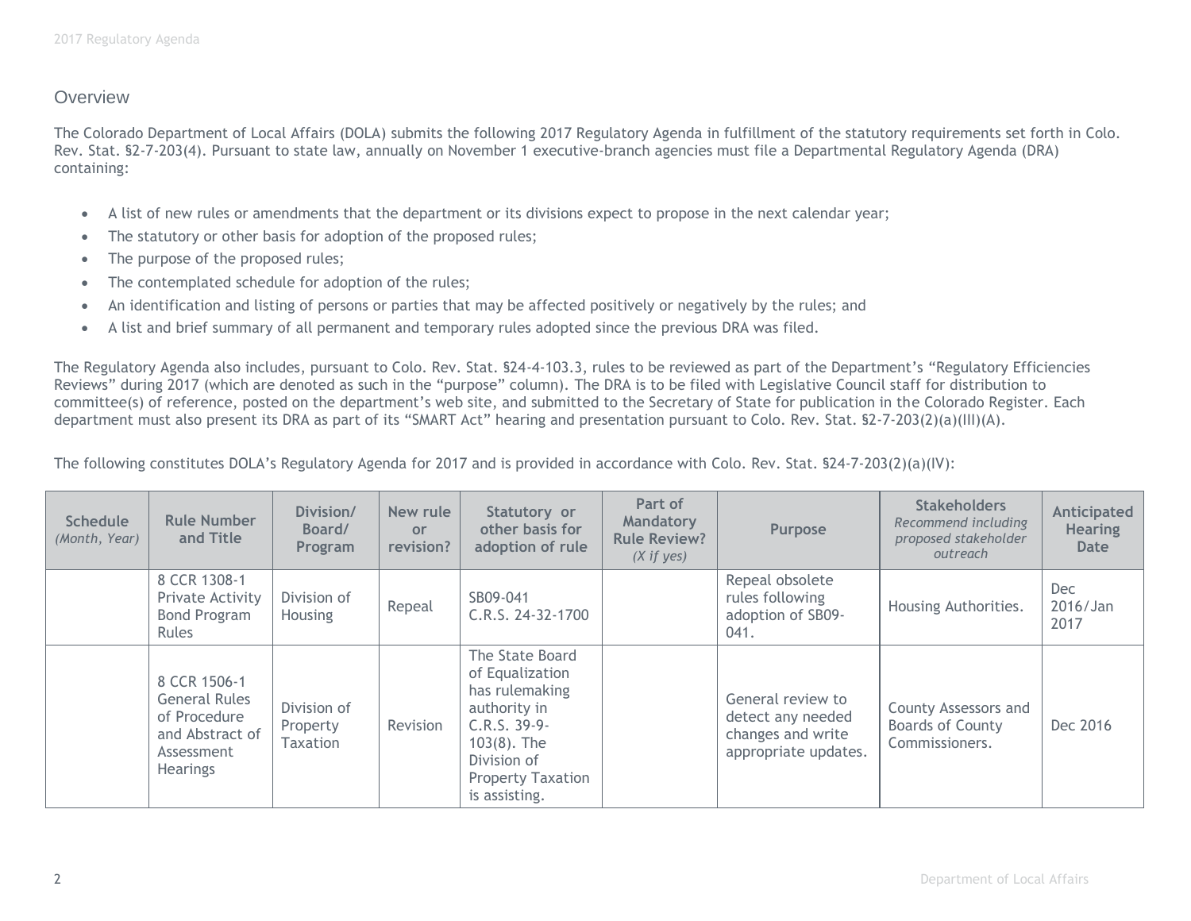## Overview

The Colorado Department of Local Affairs (DOLA) submits the following 2017 Regulatory Agenda in fulfillment of the statutory requirements set forth in Colo. Rev. Stat. §2-7-203(4). Pursuant to state law, annually on November 1 executive-branch agencies must file a Departmental Regulatory Agenda (DRA) containing:

- A list of new rules or amendments that the department or its divisions expect to propose in the next calendar year;
- The statutory or other basis for adoption of the proposed rules;
- The purpose of the proposed rules;
- The contemplated schedule for adoption of the rules;
- An identification and listing of persons or parties that may be affected positively or negatively by the rules; and
- A list and brief summary of all permanent and temporary rules adopted since the previous DRA was filed.

The Regulatory Agenda also includes, pursuant to Colo. Rev. Stat. §24-4-103.3, rules to be reviewed as part of the Department's "Regulatory Efficiencies Reviews" during 2017 (which are denoted as such in the "purpose" column). The DRA is to be filed with Legislative Council staff for distribution to committee(s) of reference, posted on the department's web site, and submitted to the Secretary of State for publication in the Colorado Register. Each department must also present its DRA as part of its "SMART Act" hearing and presentation pursuant to Colo. Rev. Stat. §2-7-203(2)(a)(III)(A).

The following constitutes DOLA's Regulatory Agenda for 2017 and is provided in accordance with Colo. Rev. Stat. §24-7-203(2)(a)(IV):

| Schedule *(Month, Year)* | Rule Number and Title | Division/ Board/ Program | New rule or revision? | Statutory or other basis for adoption of rule | Part of Mandatory Rule Review? *(X if yes)* | Purpose | Stakeholders *Recommend including proposed stakeholder outreach* | Anticipated Hearing Date |
|---|---|---|---|---|---|---|---|---|
| | 8 CCR 1308-1 Private Activity Bond Program Rules | Division of Housing | Repeal | SB09-041 C.R.S. 24-32-1700 | | Repeal obsolete rules following adoption of SB09-041. | Housing Authorities. | Dec 2016/Jan 2017 |
| | 8 CCR 1506-1 General Rules of Procedure and Abstract of Assessment Hearings | Division of Property Taxation | Revision | The State Board of Equalization has rulemaking authority in C.R.S. 39-9-103(8). The Division of Property Taxation is assisting. | | General review to detect any needed changes and write appropriate updates. | County Assessors and Boards of County Commissioners. | Dec 2016 |